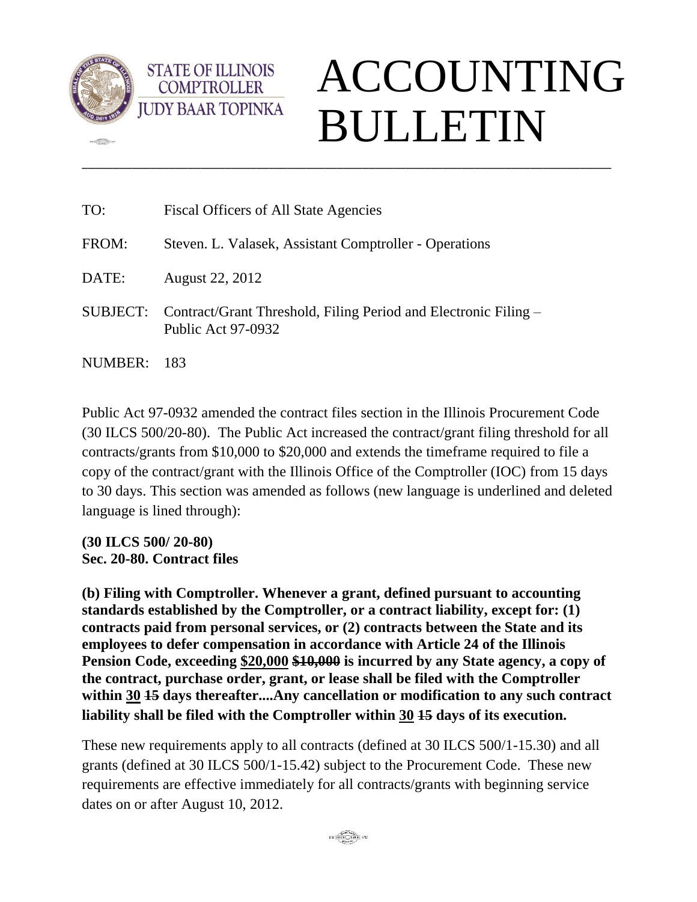STATE OF ILLINOIS
COMPTROLLER
JUDY BAAR TOPINKA

# ACCOUNTING BULLETIN

---

TO: Fiscal Officers of All State Agencies

FROM: Steven. L. Valasek, Assistant Comptroller - Operations

DATE: August 22, 2012

SUBJECT: Contract/Grant Threshold, Filing Period and Electronic Filing – Public Act 97-0932

NUMBER: 183

Public Act 97-0932 amended the contract files section in the Illinois Procurement Code (30 ILCS 500/20-80). The Public Act increased the contract/grant filing threshold for all contracts/grants from $10,000 to $20,000 and extends the timeframe required to file a copy of the contract/grant with the Illinois Office of the Comptroller (IOC) from 15 days to 30 days. This section was amended as follows (new language is underlined and deleted language is lined through):

**(30 ILCS 500/ 20-80)**
**Sec. 20-80. Contract files**

**(b) Filing with Comptroller. Whenever a grant, defined pursuant to accounting standards established by the Comptroller, or a contract liability, except for: (1) contracts paid from personal services, or (2) contracts between the State and its employees to defer compensation in accordance with Article 24 of the Illinois Pension Code, exceeding <u>$20,000</u> ~~$10,000~~ is incurred by any State agency, a copy of the contract, purchase order, grant, or lease shall be filed with the Comptroller within <u>30</u> ~~15~~ days thereafter....Any cancellation or modification to any such contract liability shall be filed with the Comptroller within <u>30</u> ~~15~~ days of its execution.**

These new requirements apply to all contracts (defined at 30 ILCS 500/1-15.30) and all grants (defined at 30 ILCS 500/1-15.42) subject to the Procurement Code. These new requirements are effective immediately for all contracts/grants with beginning service dates on or after August 10, 2012.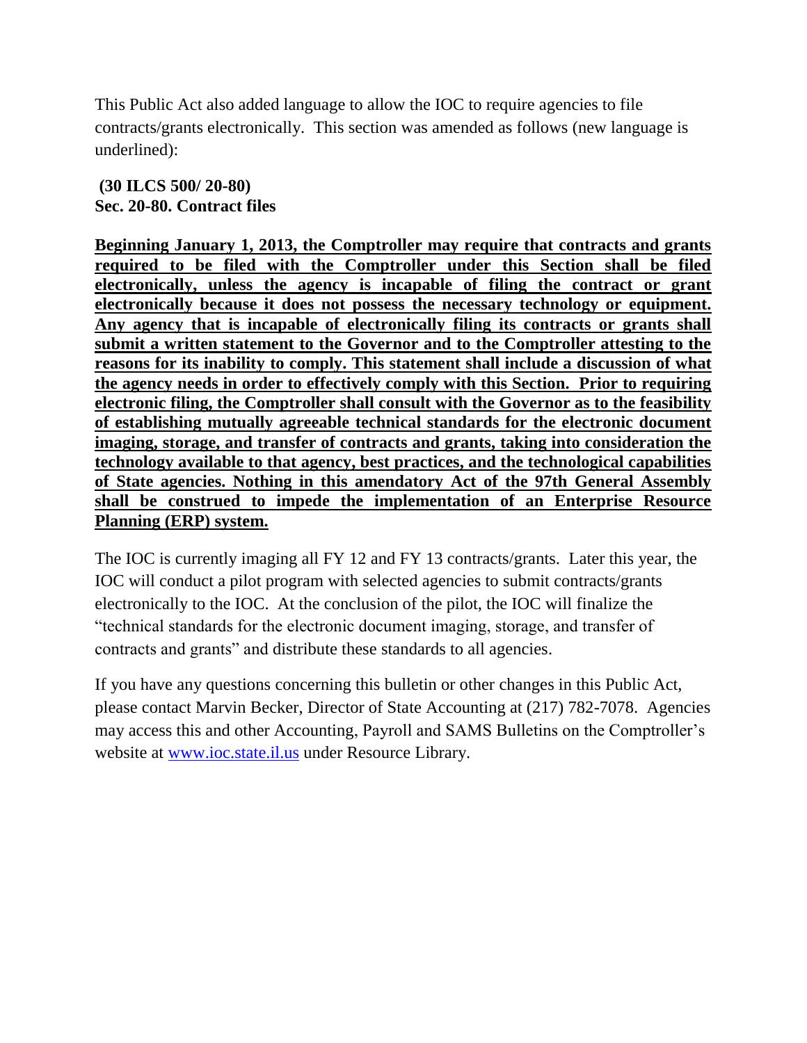This Public Act also added language to allow the IOC to require agencies to file contracts/grants electronically. This section was amended as follows (new language is underlined):

**(30 ILCS 500/ 20-80)**
**Sec. 20-80. Contract files**

<u>**Beginning January 1, 2013, the Comptroller may require that contracts and grants required to be filed with the Comptroller under this Section shall be filed electronically, unless the agency is incapable of filing the contract or grant electronically because it does not possess the necessary technology or equipment. Any agency that is incapable of electronically filing its contracts or grants shall submit a written statement to the Governor and to the Comptroller attesting to the reasons for its inability to comply. This statement shall include a discussion of what the agency needs in order to effectively comply with this Section. Prior to requiring electronic filing, the Comptroller shall consult with the Governor as to the feasibility of establishing mutually agreeable technical standards for the electronic document imaging, storage, and transfer of contracts and grants, taking into consideration the technology available to that agency, best practices, and the technological capabilities of State agencies. Nothing in this amendatory Act of the 97th General Assembly shall be construed to impede the implementation of an Enterprise Resource Planning (ERP) system.**</u>

The IOC is currently imaging all FY 12 and FY 13 contracts/grants. Later this year, the IOC will conduct a pilot program with selected agencies to submit contracts/grants electronically to the IOC. At the conclusion of the pilot, the IOC will finalize the "technical standards for the electronic document imaging, storage, and transfer of contracts and grants" and distribute these standards to all agencies.

If you have any questions concerning this bulletin or other changes in this Public Act, please contact Marvin Becker, Director of State Accounting at (217) 782-7078. Agencies may access this and other Accounting, Payroll and SAMS Bulletins on the Comptroller's website at [www.ioc.state.il.us](http://www.ioc.state.il.us) under Resource Library.